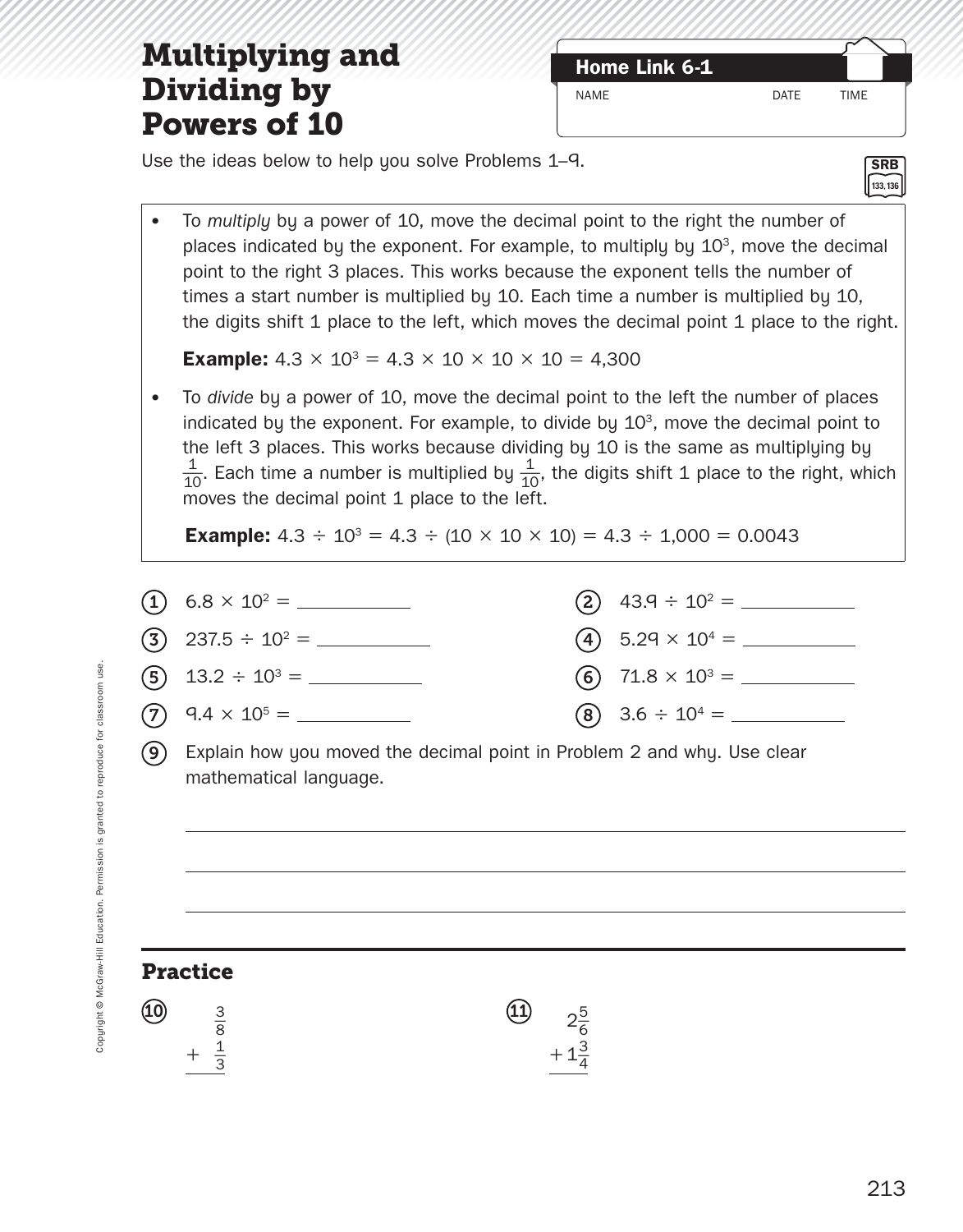# Multiplying and Dividing by Powers of 10

**Home Link 6-1**

NAME DATE TIME

Use the ideas below to help you solve Problems 1–9.

SRB 133, 136

- To *multiply* by a power of 10, move the decimal point to the right the number of places indicated by the exponent. For example, to multiply by $10^3$, move the decimal point to the right 3 places. This works because the exponent tells the number of times a start number is multiplied by 10. Each time a number is multiplied by 10, the digits shift 1 place to the left, which moves the decimal point 1 place to the right.

  **Example:** $4.3 \times 10^3 = 4.3 \times 10 \times 10 \times 10 = 4{,}300$

- To *divide* by a power of 10, move the decimal point to the left the number of places indicated by the exponent. For example, to divide by $10^3$, move the decimal point to the left 3 places. This works because dividing by 10 is the same as multiplying by $\frac{1}{10}$. Each time a number is multiplied by $\frac{1}{10}$, the digits shift 1 place to the right, which moves the decimal point 1 place to the left.

  **Example:** $4.3 \div 10^3 = 4.3 \div (10 \times 10 \times 10) = 4.3 \div 1{,}000 = 0.0043$

1. $6.8 \times 10^2 =$ ____________
2. $43.9 \div 10^2 =$ ____________
3. $237.5 \div 10^2 =$ ____________
4. $5.29 \times 10^4 =$ ____________
5. $13.2 \div 10^3 =$ ____________
6. $71.8 \times 10^3 =$ ____________
7. $9.4 \times 10^5 =$ ____________
8. $3.6 \div 10^4 =$ ____________
9. Explain how you moved the decimal point in Problem 2 and why. Use clear mathematical language.

______________________________________________________________________

______________________________________________________________________

______________________________________________________________________

## Practice

10. $$\begin{array}{r} \frac{3}{8} \\ + \ \frac{1}{3} \\ \hline \end{array}$$

11. $$\begin{array}{r} 2\frac{5}{6} \\ + 1\frac{3}{4} \\ \hline \end{array}$$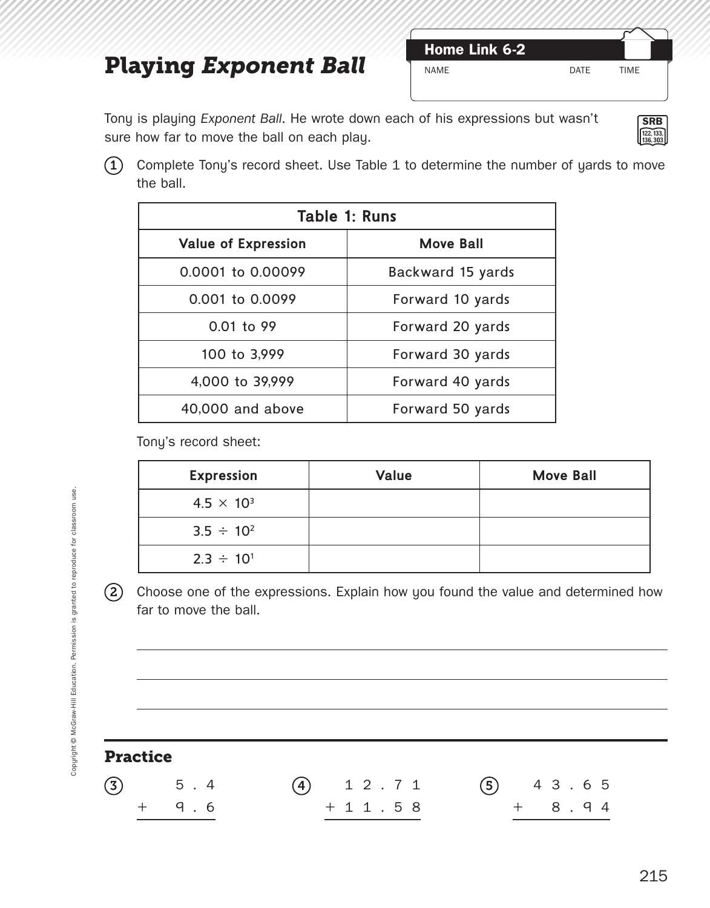# Playing *Exponent Ball*

**Home Link 6-2**

NAME DATE TIME

Tony is playing *Exponent Ball*. He wrote down each of his expressions but wasn't sure how far to move the ball on each play.

SRB 122, 133, 136, 303

1. Complete Tony's record sheet. Use Table 1 to determine the number of yards to move the ball.

| Table 1: Runs | |
|---|---|
| **Value of Expression** | **Move Ball** |
| 0.0001 to 0.00099 | Backward 15 yards |
| 0.001 to 0.0099 | Forward 10 yards |
| 0.01 to 99 | Forward 20 yards |
| 100 to 3,999 | Forward 30 yards |
| 4,000 to 39,999 | Forward 40 yards |
| 40,000 and above | Forward 50 yards |

Tony's record sheet:

| Expression | Value | Move Ball |
|---|---|---|
| $4.5 \times 10^3$ | | |
| $3.5 \div 10^2$ | | |
| $2.3 \div 10^1$ | | |

2. Choose one of the expressions. Explain how you found the value and determined how far to move the ball.

_______________________________________________

_______________________________________________

_______________________________________________

## Practice

3. $\begin{array}{r} 5.4 \\ +\ 9.6 \\ \hline \end{array}$

4. $\begin{array}{r} 12.71 \\ +\ 11.58 \\ \hline \end{array}$

5. $\begin{array}{r} 43.65 \\ +\ 8.94 \\ \hline \end{array}$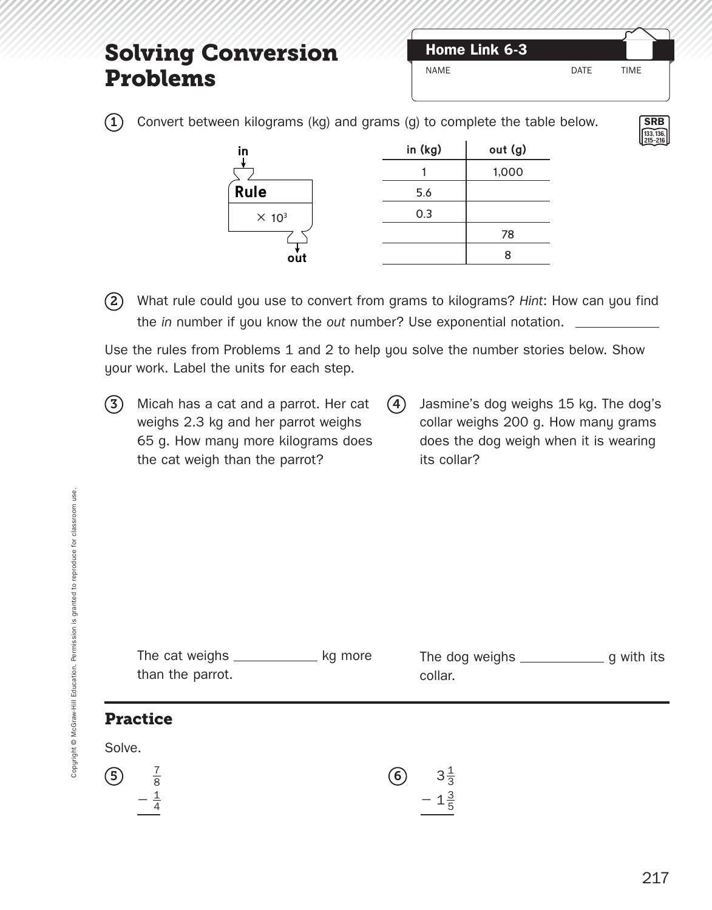# Solving Conversion Problems

**Home Link 6-3**

NAME DATE TIME

SRB 133, 136, 215–216

1. Convert between kilograms (kg) and grams (g) to complete the table below.

in → **Rule** $\times 10^3$ → out

| in (kg) | out (g) |
|---|---|
| 1 | 1,000 |
| 5.6 | |
| 0.3 | |
| | 78 |
| | 8 |

2. What rule could you use to convert from grams to kilograms? *Hint*: How can you find the *in* number if you know the *out* number? Use exponential notation. ____________

Use the rules from Problems 1 and 2 to help you solve the number stories below. Show your work. Label the units for each step.

3. Micah has a cat and a parrot. Her cat weighs 2.3 kg and her parrot weighs 65 g. How many more kilograms does the cat weigh than the parrot?

   The cat weighs ____________ kg more than the parrot.

4. Jasmine's dog weighs 15 kg. The dog's collar weighs 200 g. How many grams does the dog weigh when it is wearing its collar?

   The dog weighs ____________ g with its collar.

## Practice

Solve.

5. $\frac{7}{8} - \frac{1}{4}$

6. $3\frac{1}{3} - 1\frac{3}{5}$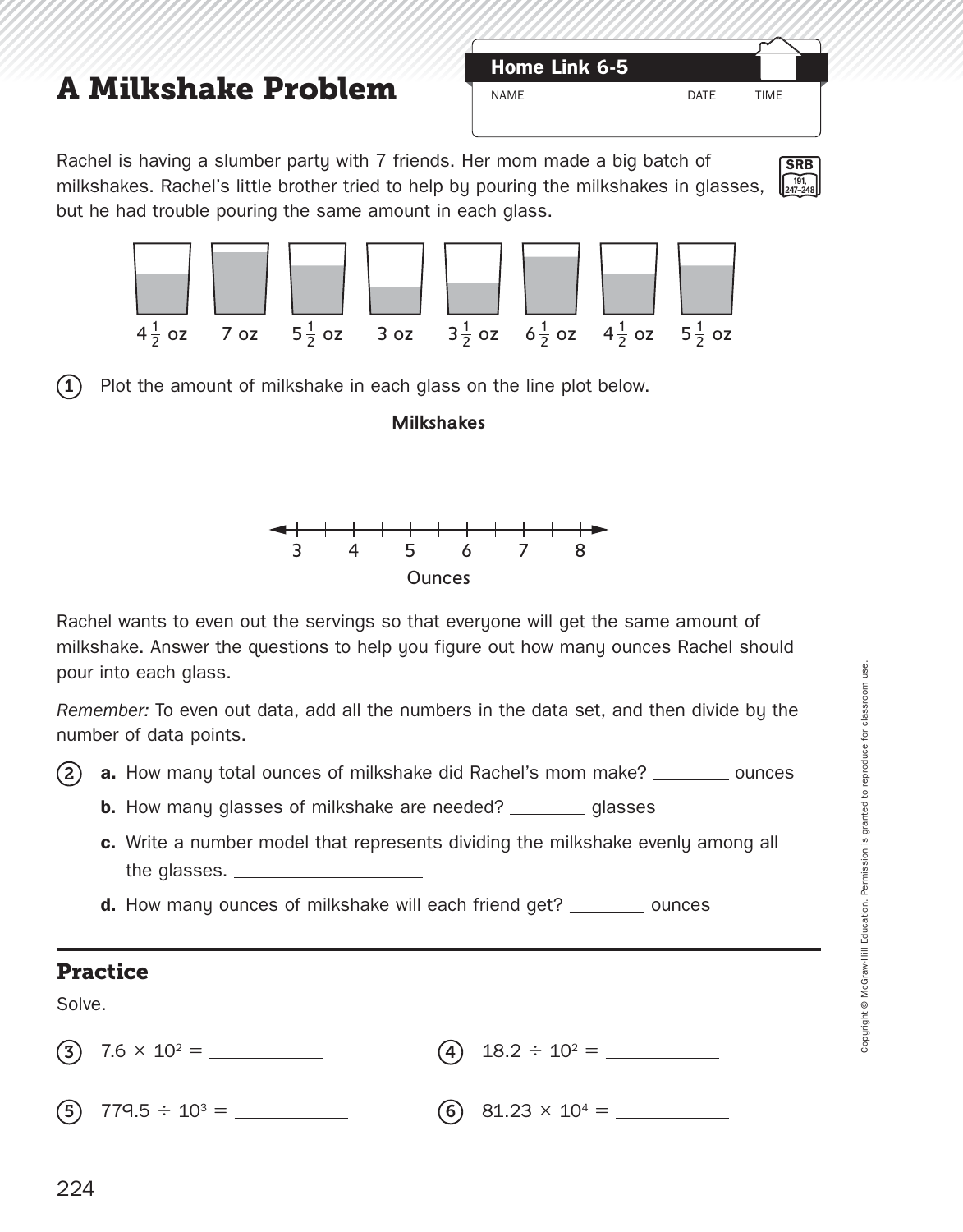# A Milkshake Problem

**Home Link 6-5**

NAME DATE TIME

Rachel is having a slumber party with 7 friends. Her mom made a big batch of milkshakes. Rachel's little brother tried to help by pouring the milkshakes in glasses, but he had trouble pouring the same amount in each glass.

SRB 191, 247–248

$4\frac{1}{2}$ oz  7 oz  $5\frac{1}{2}$ oz  3 oz  $3\frac{1}{2}$ oz  $6\frac{1}{2}$ oz  $4\frac{1}{2}$ oz  $5\frac{1}{2}$ oz

**1** Plot the amount of milkshake in each glass on the line plot below.

**Milkshakes**

3  4  5  6  7  8

Ounces

Rachel wants to even out the servings so that everyone will get the same amount of milkshake. Answer the questions to help you figure out how many ounces Rachel should pour into each glass.

*Remember:* To even out data, add all the numbers in the data set, and then divide by the number of data points.

**2** **a.** How many total ounces of milkshake did Rachel's mom make? ________ ounces

**b.** How many glasses of milkshake are needed? ________ glasses

**c.** Write a number model that represents dividing the milkshake evenly among all the glasses. ____________________

**d.** How many ounces of milkshake will each friend get? ________ ounces

## Practice

Solve.

**3** $7.6 \times 10^2 =$ ____________

**4** $18.2 \div 10^2 =$ ____________

**5** $779.5 \div 10^3 =$ ____________

**6** $81.23 \times 10^4 =$ ____________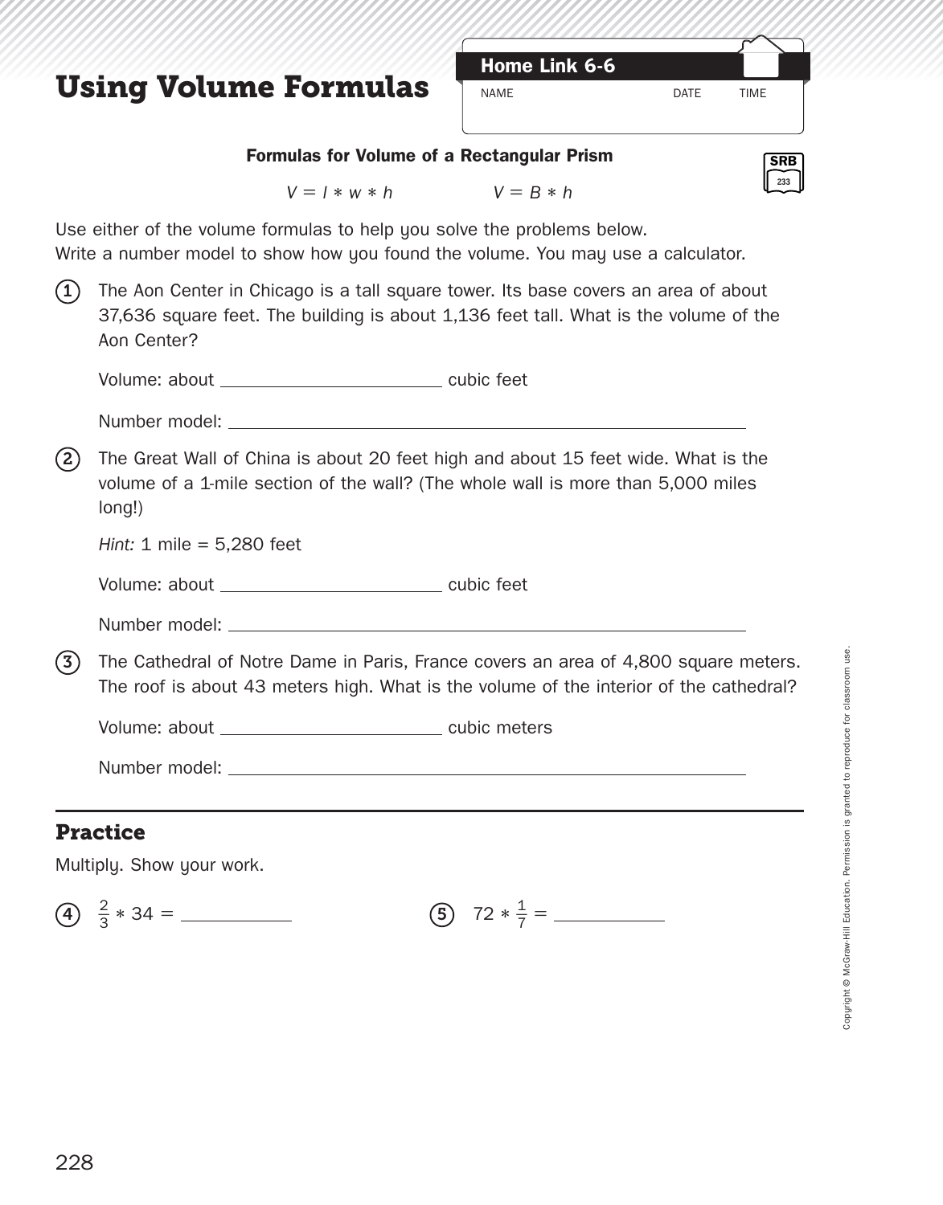# Using Volume Formulas

**Home Link 6-6**

NAME DATE TIME

**Formulas for Volume of a Rectangular Prism**

SRB 233

$V = l * w * h$ $\qquad$ $V = B * h$

Use either of the volume formulas to help you solve the problems below.
Write a number model to show how you found the volume. You may use a calculator.

1. The Aon Center in Chicago is a tall square tower. Its base covers an area of about 37,636 square feet. The building is about 1,136 feet tall. What is the volume of the Aon Center?

   Volume: about ______________________ cubic feet

   Number model: ____________________________________________

2. The Great Wall of China is about 20 feet high and about 15 feet wide. What is the volume of a 1-mile section of the wall? (The whole wall is more than 5,000 miles long!)

   *Hint:* 1 mile = 5,280 feet

   Volume: about ______________________ cubic feet

   Number model: ____________________________________________

3. The Cathedral of Notre Dame in Paris, France covers an area of 4,800 square meters. The roof is about 43 meters high. What is the volume of the interior of the cathedral?

   Volume: about ______________________ cubic meters

   Number model: ____________________________________________

---

## Practice

Multiply. Show your work.

4. $\frac{2}{3} * 34 =$ __________

5. $72 * \frac{1}{7} =$ __________

Copyright © McGraw-Hill Education. Permission is granted to reproduce for classroom use.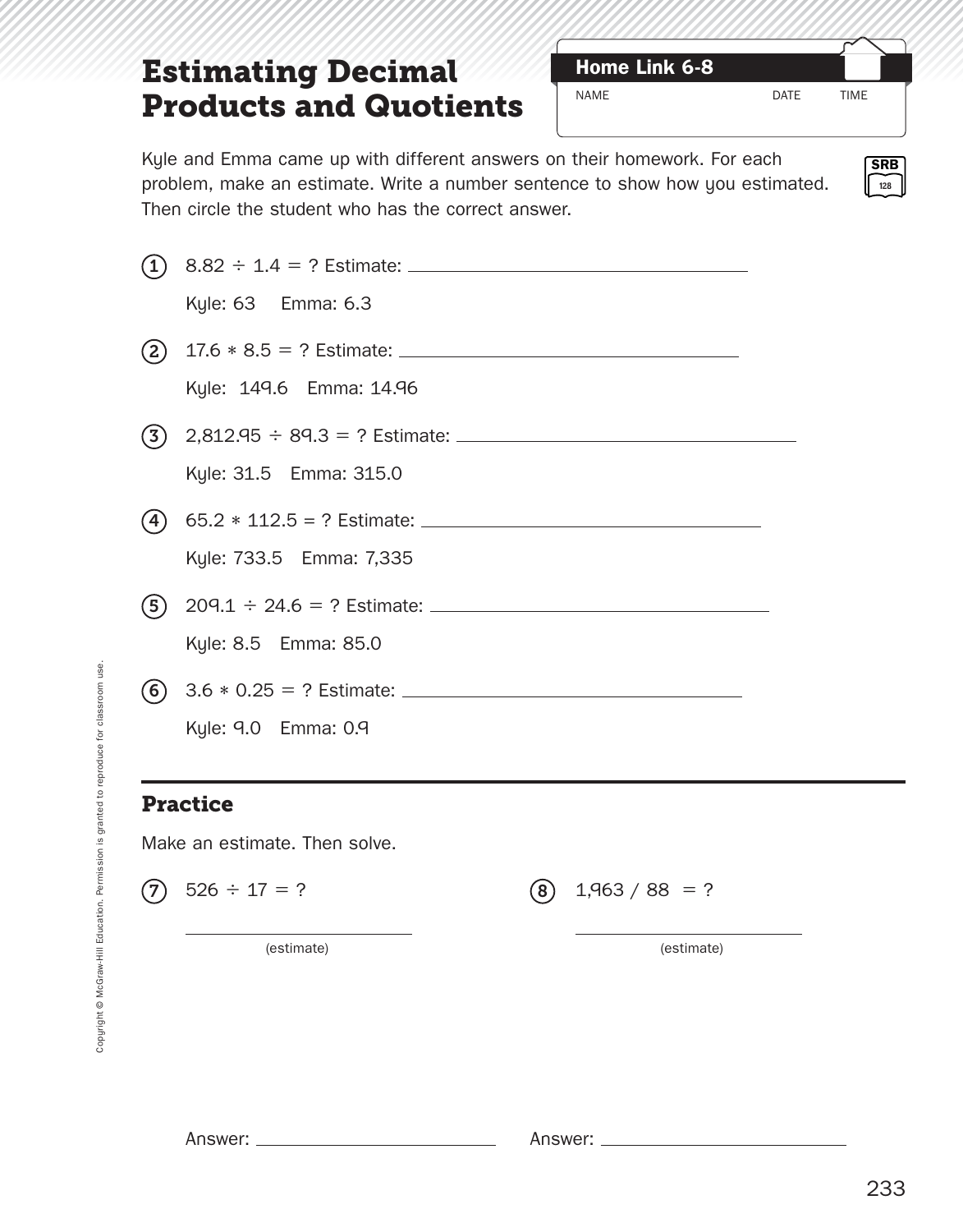# Estimating Decimal Products and Quotients

**Home Link 6-8**

NAME DATE TIME

Kyle and Emma came up with different answers on their homework. For each problem, make an estimate. Write a number sentence to show how you estimated. Then circle the student who has the correct answer.

SRB 128

1. 8.82 ÷ 1.4 = ? Estimate: ______________________

   Kyle: 63 Emma: 6.3

2. 17.6 * 8.5 = ? Estimate: ______________________

   Kyle: 149.6 Emma: 14.96

3. 2,812.95 ÷ 89.3 = ? Estimate: ______________________

   Kyle: 31.5 Emma: 315.0

4. 65.2 * 112.5 = ? Estimate: ______________________

   Kyle: 733.5 Emma: 7,335

5. 209.1 ÷ 24.6 = ? Estimate: ______________________

   Kyle: 8.5 Emma: 85.0

6. 3.6 * 0.25 = ? Estimate: ______________________

   Kyle: 9.0 Emma: 0.9

## Practice

Make an estimate. Then solve.

7. 526 ÷ 17 = ?

   ______________________
   (estimate)

   Answer: ______________________

8. 1,963 / 88 = ?

   ______________________
   (estimate)

   Answer: ______________________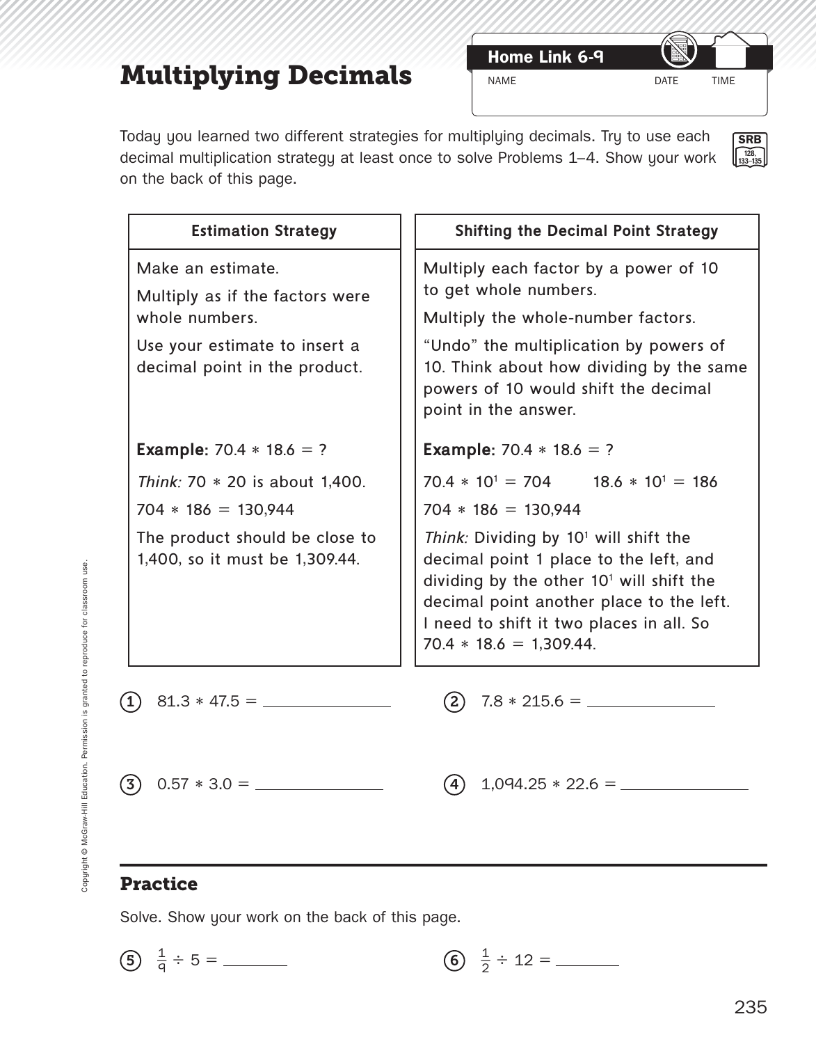# Multiplying Decimals

**Home Link 6-9**

NAME DATE TIME

Today you learned two different strategies for multiplying decimals. Try to use each decimal multiplication strategy at least once to solve Problems 1–4. Show your work on the back of this page.

SRB 128, 133–135

| Estimation Strategy | Shifting the Decimal Point Strategy |
|---|---|
| Make an estimate.<br>Multiply as if the factors were whole numbers.<br>Use your estimate to insert a decimal point in the product. | Multiply each factor by a power of 10 to get whole numbers.<br>Multiply the whole-number factors.<br>"Undo" the multiplication by powers of 10. Think about how dividing by the same powers of 10 would shift the decimal point in the answer. |
| **Example:** 70.4 * 18.6 = ?<br>*Think:* 70 * 20 is about 1,400.<br>704 * 186 = 130,944<br>The product should be close to 1,400, so it must be 1,309.44. | **Example:** 70.4 * 18.6 = ?<br>$70.4 * 10^1 = 704$ $18.6 * 10^1 = 186$<br>704 * 186 = 130,944<br>*Think:* Dividing by $10^1$ will shift the decimal point 1 place to the left, and dividing by the other $10^1$ will shift the decimal point another place to the left. I need to shift it two places in all. So 70.4 * 18.6 = 1,309.44. |

1. 81.3 * 47.5 = ______________

2. 7.8 * 215.6 = ______________

3. 0.57 * 3.0 = ______________

4. 1,094.25 * 22.6 = ______________

## Practice

Solve. Show your work on the back of this page.

5. $\frac{1}{9} \div 5 =$ ________

6. $\frac{1}{2} \div 12 =$ ________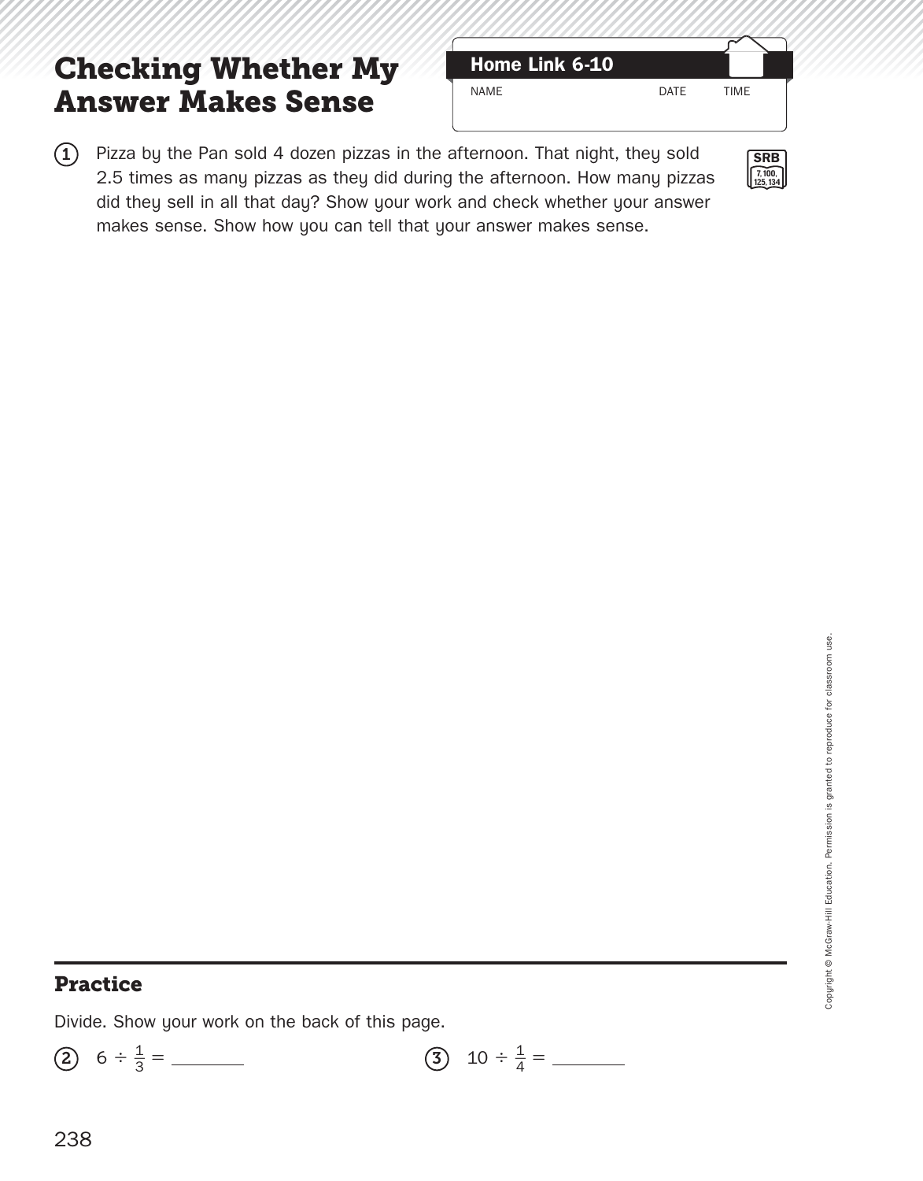# Checking Whether My Answer Makes Sense

**Home Link 6-10**

NAME DATE TIME

1. Pizza by the Pan sold 4 dozen pizzas in the afternoon. That night, they sold 2.5 times as many pizzas as they did during the afternoon. How many pizzas did they sell in all that day? Show your work and check whether your answer makes sense. Show how you can tell that your answer makes sense.

SRB 7, 100, 125, 134

## Practice

Divide. Show your work on the back of this page.

2. $6 \div \frac{1}{3} =$ ________

3. $10 \div \frac{1}{4} =$ ________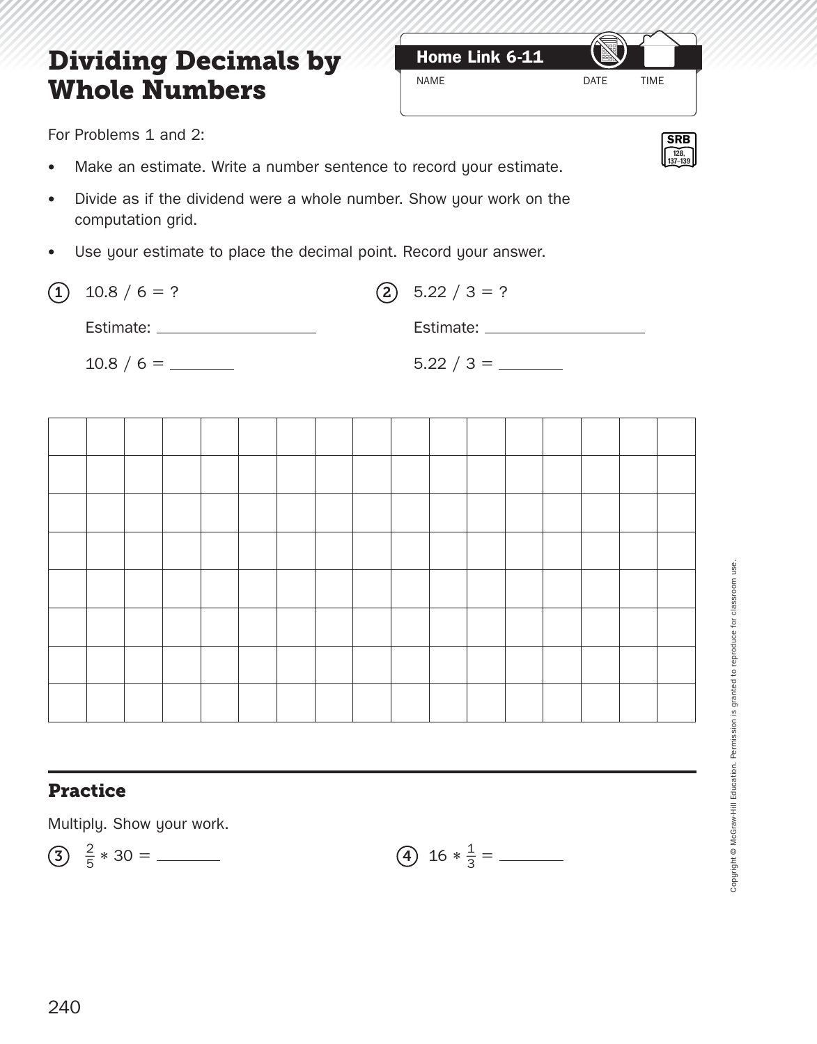# Dividing Decimals by Whole Numbers

**Home Link 6-11**

NAME DATE TIME

SRB 128, 137–139

For Problems 1 and 2:

- Make an estimate. Write a number sentence to record your estimate.
- Divide as if the dividend were a whole number. Show your work on the computation grid.
- Use your estimate to place the decimal point. Record your answer.

**1** 10.8 / 6 = ?

Estimate: ____________________

10.8 / 6 = ________

**2** 5.22 / 3 = ?

Estimate: ____________________

5.22 / 3 = ________

| | | | | | | | | | | | | | | | | |
|---|---|---|---|---|---|---|---|---|---|---|---|---|---|---|---|---|
| | | | | | | | | | | | | | | | | |
| | | | | | | | | | | | | | | | | |
| | | | | | | | | | | | | | | | | |
| | | | | | | | | | | | | | | | | |
| | | | | | | | | | | | | | | | | |
| | | | | | | | | | | | | | | | | |
| | | | | | | | | | | | | | | | | |

## Practice

Multiply. Show your work.

**3** $\frac{2}{5} * 30 =$ ________

**4** $16 * \frac{1}{3} =$ ________

Copyright © McGraw-Hill Education. Permission is granted to reproduce for classroom use.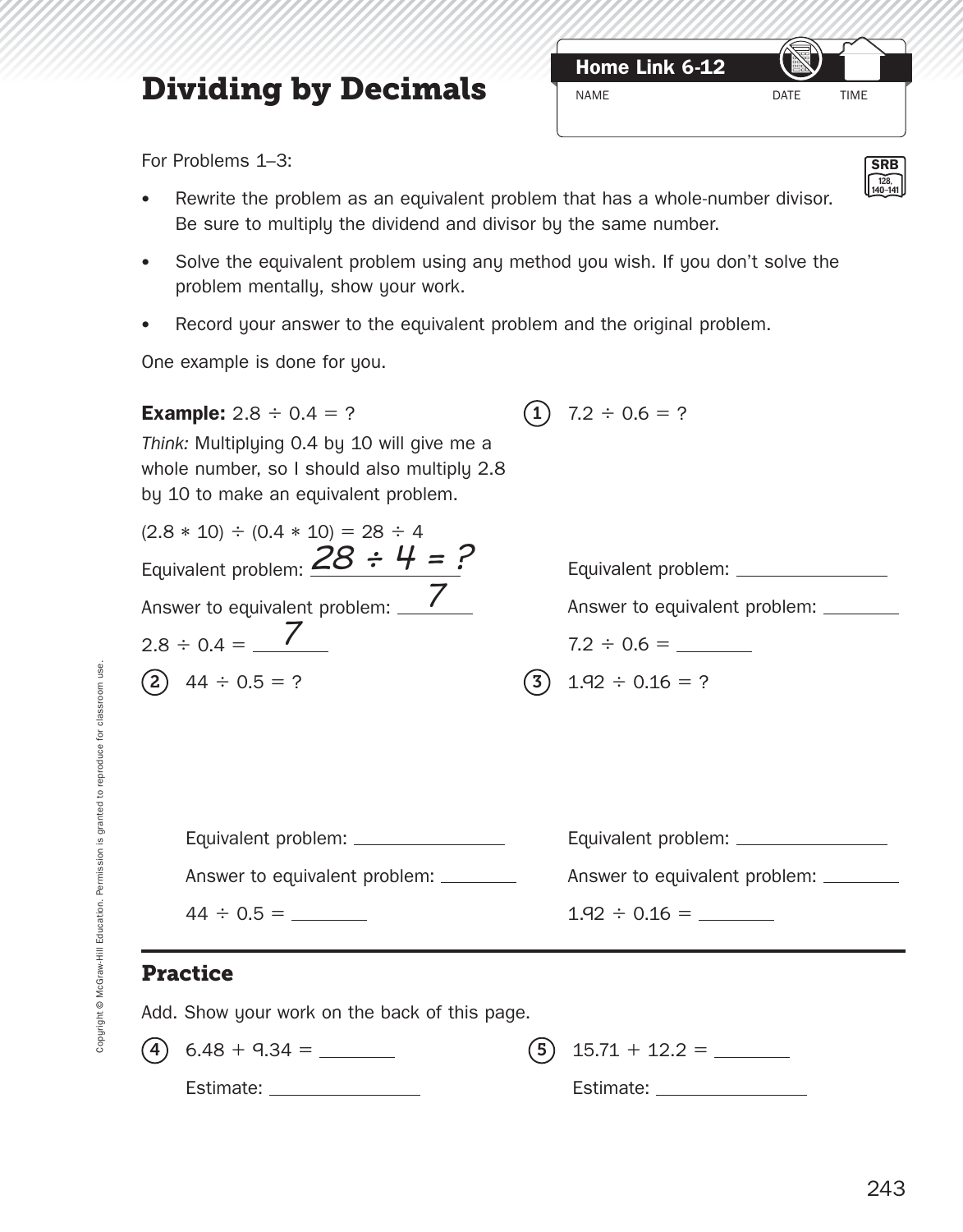# Dividing by Decimals

**Home Link 6-12**

NAME DATE TIME

For Problems 1–3:

- Rewrite the problem as an equivalent problem that has a whole-number divisor. Be sure to multiply the dividend and divisor by the same number.
- Solve the equivalent problem using any method you wish. If you don't solve the problem mentally, show your work.
- Record your answer to the equivalent problem and the original problem.

One example is done for you.

**Example:** $2.8 \div 0.4 = ?$

*Think:* Multiplying 0.4 by 10 will give me a whole number, so I should also multiply 2.8 by 10 to make an equivalent problem.

$(2.8 * 10) \div (0.4 * 10) = 28 \div 4$

Equivalent problem: $28 \div 4 = ?$

Answer to equivalent problem: 7

$2.8 \div 0.4 =$ 7

1. $7.2 \div 0.6 = ?$

   Equivalent problem: ______________

   Answer to equivalent problem: ________

   $7.2 \div 0.6 =$ ________

2. $44 \div 0.5 = ?$

   Equivalent problem: ______________

   Answer to equivalent problem: ________

   $44 \div 0.5 =$ ________

3. $1.92 \div 0.16 = ?$

   Equivalent problem: ______________

   Answer to equivalent problem: ________

   $1.92 \div 0.16 =$ ________

## Practice

Add. Show your work on the back of this page.

4. $6.48 + 9.34 =$ ________

   Estimate: ______________

5. $15.71 + 12.2 =$ ________

   Estimate: ______________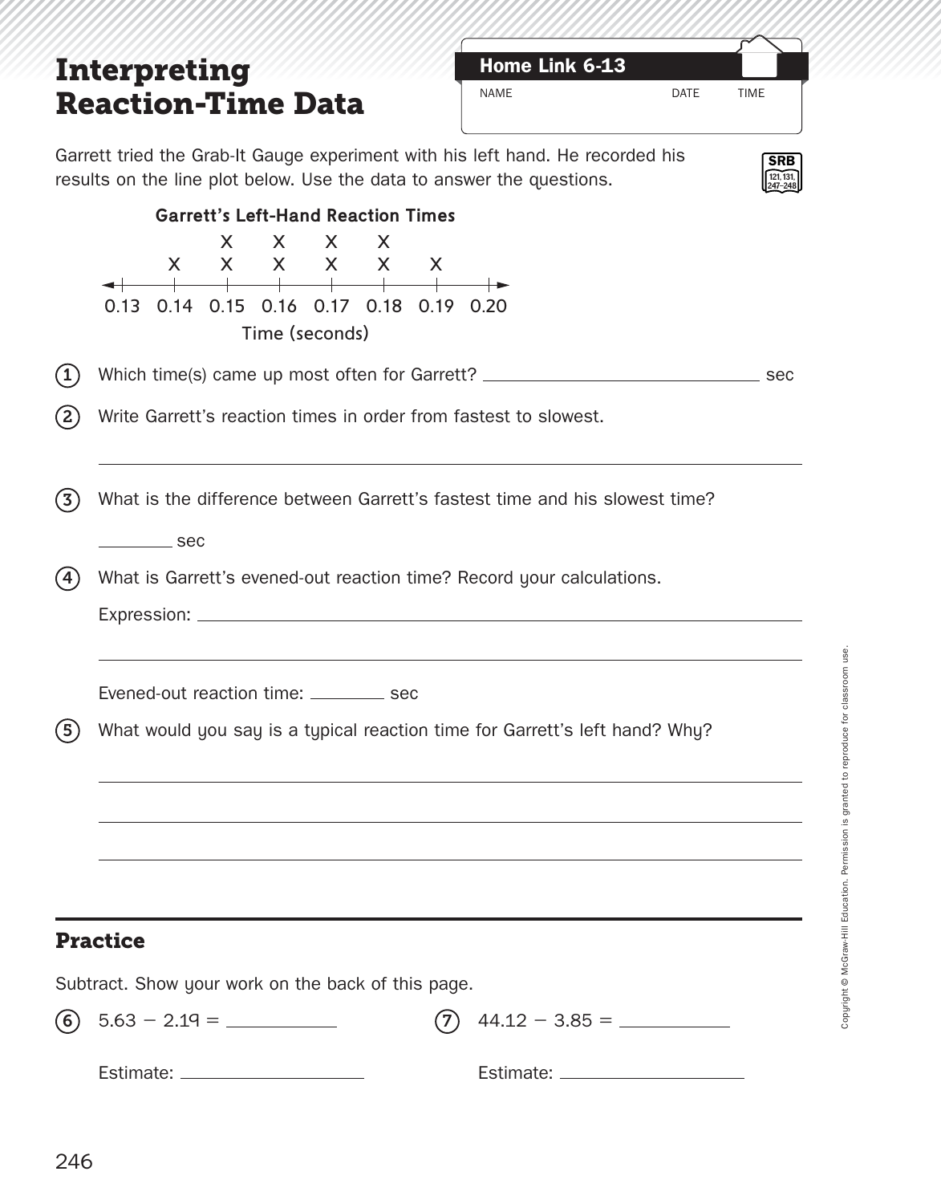# Interpreting Reaction-Time Data

**Home Link 6-13**

NAME DATE TIME

SRB 121, 131, 247–248

Garrett tried the Grab-It Gauge experiment with his left hand. He recorded his results on the line plot below. Use the data to answer the questions.

**Garrett's Left-Hand Reaction Times**

0.13 0.14 0.15 0.16 0.17 0.18 0.19 0.20

Time (seconds)

1. Which time(s) came up most often for Garrett? ______________________ sec

2. Write Garrett's reaction times in order from fastest to slowest.

______________________________________________________________

3. What is the difference between Garrett's fastest time and his slowest time?

   ________ sec

4. What is Garrett's evened-out reaction time? Record your calculations.

   Expression: ______________________________________________________

   ______________________________________________________________

   Evened-out reaction time: ________ sec

5. What would you say is a typical reaction time for Garrett's left hand? Why?

______________________________________________________________

______________________________________________________________

______________________________________________________________

## Practice

Subtract. Show your work on the back of this page.

6. $5.63 - 2.19 =$ ____________

   Estimate: ____________________

7. $44.12 - 3.85 =$ ____________

   Estimate: ____________________